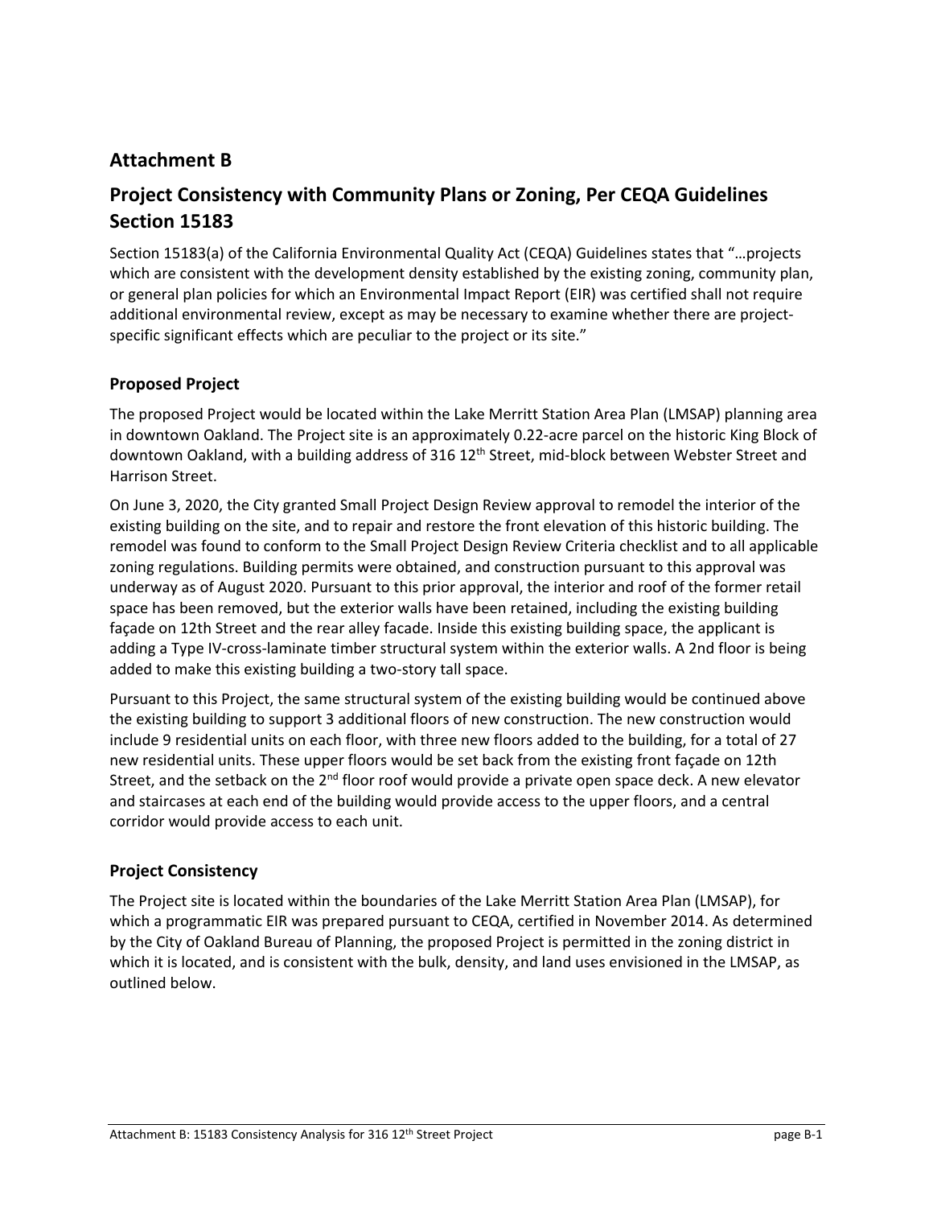## Attachment B

## Project Consistency with Community Plans or Zoning, Per CEQA Guidelines Section 15183

Section 15183(a) of the California Environmental Quality Act (CEQA) Guidelines states that "…projects which are consistent with the development density established by the existing zoning, community plan, or general plan policies for which an Environmental Impact Report (EIR) was certified shall not require additional environmental review, except as may be necessary to examine whether there are project-specific significant effects which are peculiar to the project or its site."

### Proposed Project

The proposed Project would be located within the Lake Merritt Station Area Plan (LMSAP) planning area in downtown Oakland. The Project site is an approximately 0.22-acre parcel on the historic King Block of downtown Oakland, with a building address of 316 12th Street, mid-block between Webster Street and Harrison Street.

On June 3, 2020, the City granted Small Project Design Review approval to remodel the interior of the existing building on the site, and to repair and restore the front elevation of this historic building. The remodel was found to conform to the Small Project Design Review Criteria checklist and to all applicable zoning regulations. Building permits were obtained, and construction pursuant to this approval was underway as of August 2020. Pursuant to this prior approval, the interior and roof of the former retail space has been removed, but the exterior walls have been retained, including the existing building façade on 12th Street and the rear alley facade. Inside this existing building space, the applicant is adding a Type IV-cross-laminate timber structural system within the exterior walls. A 2nd floor is being added to make this existing building a two-story tall space.

Pursuant to this Project, the same structural system of the existing building would be continued above the existing building to support 3 additional floors of new construction. The new construction would include 9 residential units on each floor, with three new floors added to the building, for a total of 27 new residential units. These upper floors would be set back from the existing front façade on 12th Street, and the setback on the 2nd floor roof would provide a private open space deck. A new elevator and staircases at each end of the building would provide access to the upper floors, and a central corridor would provide access to each unit.

### Project Consistency

The Project site is located within the boundaries of the Lake Merritt Station Area Plan (LMSAP), for which a programmatic EIR was prepared pursuant to CEQA, certified in November 2014. As determined by the City of Oakland Bureau of Planning, the proposed Project is permitted in the zoning district in which it is located, and is consistent with the bulk, density, and land uses envisioned in the LMSAP, as outlined below.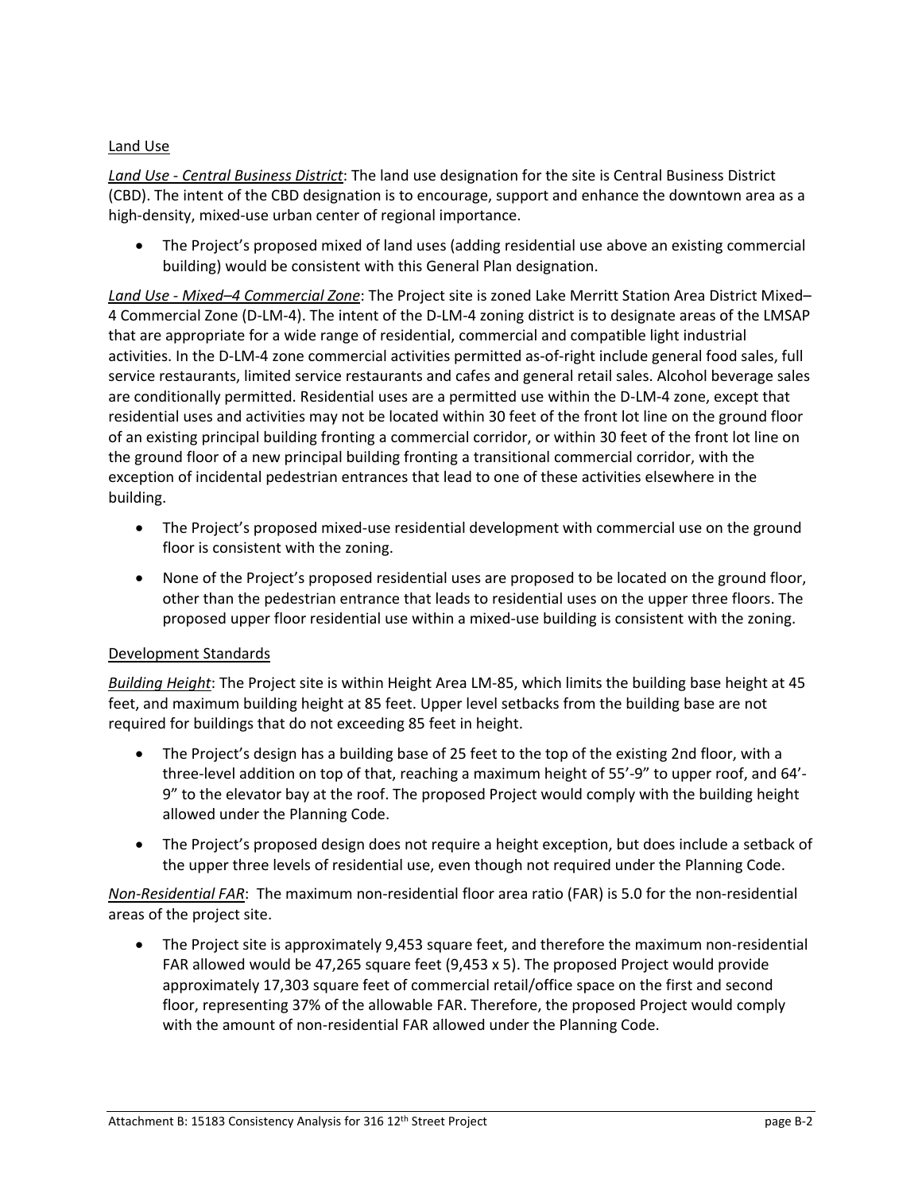Land Use

*Land Use - Central Business District*: The land use designation for the site is Central Business District (CBD). The intent of the CBD designation is to encourage, support and enhance the downtown area as a high-density, mixed-use urban center of regional importance.

- The Project's proposed mixed of land uses (adding residential use above an existing commercial building) would be consistent with this General Plan designation.

*Land Use - Mixed–4 Commercial Zone*: The Project site is zoned Lake Merritt Station Area District Mixed–4 Commercial Zone (D-LM-4). The intent of the D-LM-4 zoning district is to designate areas of the LMSAP that are appropriate for a wide range of residential, commercial and compatible light industrial activities. In the D-LM-4 zone commercial activities permitted as-of-right include general food sales, full service restaurants, limited service restaurants and cafes and general retail sales. Alcohol beverage sales are conditionally permitted. Residential uses are a permitted use within the D-LM-4 zone, except that residential uses and activities may not be located within 30 feet of the front lot line on the ground floor of an existing principal building fronting a commercial corridor, or within 30 feet of the front lot line on the ground floor of a new principal building fronting a transitional commercial corridor, with the exception of incidental pedestrian entrances that lead to one of these activities elsewhere in the building.

- The Project's proposed mixed-use residential development with commercial use on the ground floor is consistent with the zoning.
- None of the Project's proposed residential uses are proposed to be located on the ground floor, other than the pedestrian entrance that leads to residential uses on the upper three floors. The proposed upper floor residential use within a mixed-use building is consistent with the zoning.

Development Standards

*Building Height*: The Project site is within Height Area LM-85, which limits the building base height at 45 feet, and maximum building height at 85 feet. Upper level setbacks from the building base are not required for buildings that do not exceeding 85 feet in height.

- The Project's design has a building base of 25 feet to the top of the existing 2nd floor, with a three-level addition on top of that, reaching a maximum height of 55'-9" to upper roof, and 64'-9" to the elevator bay at the roof. The proposed Project would comply with the building height allowed under the Planning Code.
- The Project's proposed design does not require a height exception, but does include a setback of the upper three levels of residential use, even though not required under the Planning Code.

*Non-Residential FAR*: The maximum non-residential floor area ratio (FAR) is 5.0 for the non-residential areas of the project site.

- The Project site is approximately 9,453 square feet, and therefore the maximum non-residential FAR allowed would be 47,265 square feet (9,453 x 5). The proposed Project would provide approximately 17,303 square feet of commercial retail/office space on the first and second floor, representing 37% of the allowable FAR. Therefore, the proposed Project would comply with the amount of non-residential FAR allowed under the Planning Code.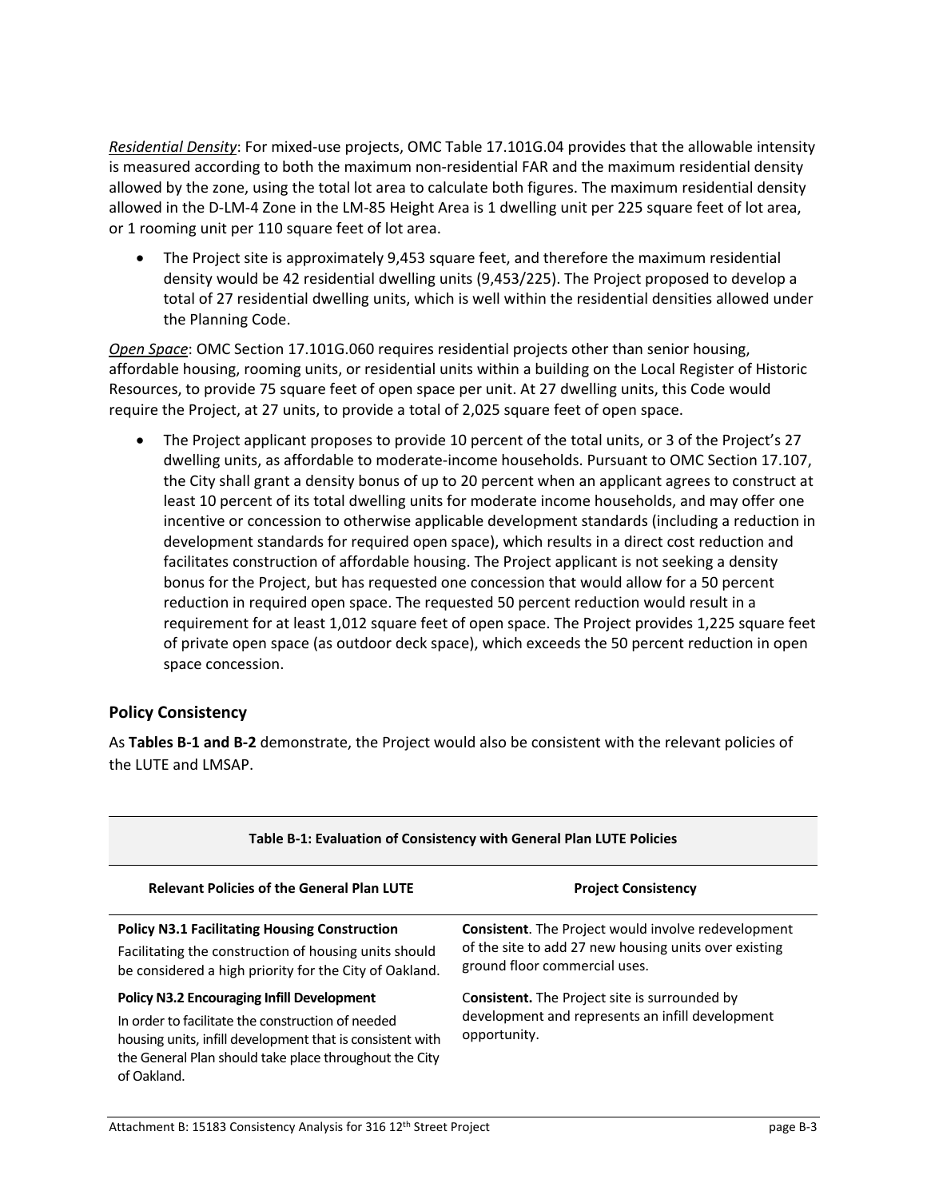*Residential Density*: For mixed-use projects, OMC Table 17.101G.04 provides that the allowable intensity is measured according to both the maximum non-residential FAR and the maximum residential density allowed by the zone, using the total lot area to calculate both figures. The maximum residential density allowed in the D-LM-4 Zone in the LM-85 Height Area is 1 dwelling unit per 225 square feet of lot area, or 1 rooming unit per 110 square feet of lot area.

- The Project site is approximately 9,453 square feet, and therefore the maximum residential density would be 42 residential dwelling units (9,453/225). The Project proposed to develop a total of 27 residential dwelling units, which is well within the residential densities allowed under the Planning Code.

*Open Space*: OMC Section 17.101G.060 requires residential projects other than senior housing, affordable housing, rooming units, or residential units within a building on the Local Register of Historic Resources, to provide 75 square feet of open space per unit. At 27 dwelling units, this Code would require the Project, at 27 units, to provide a total of 2,025 square feet of open space.

- The Project applicant proposes to provide 10 percent of the total units, or 3 of the Project's 27 dwelling units, as affordable to moderate-income households. Pursuant to OMC Section 17.107, the City shall grant a density bonus of up to 20 percent when an applicant agrees to construct at least 10 percent of its total dwelling units for moderate income households, and may offer one incentive or concession to otherwise applicable development standards (including a reduction in development standards for required open space), which results in a direct cost reduction and facilitates construction of affordable housing. The Project applicant is not seeking a density bonus for the Project, but has requested one concession that would allow for a 50 percent reduction in required open space. The requested 50 percent reduction would result in a requirement for at least 1,012 square feet of open space. The Project provides 1,225 square feet of private open space (as outdoor deck space), which exceeds the 50 percent reduction in open space concession.

## Policy Consistency

As **Tables B-1 and B-2** demonstrate, the Project would also be consistent with the relevant policies of the LUTE and LMSAP.

**Table B-1: Evaluation of Consistency with General Plan LUTE Policies**

| Relevant Policies of the General Plan LUTE | Project Consistency |
|---|---|
| **Policy N3.1 Facilitating Housing Construction**<br>Facilitating the construction of housing units should be considered a high priority for the City of Oakland. | **Consistent**. The Project would involve redevelopment of the site to add 27 new housing units over existing ground floor commercial uses. |
| **Policy N3.2 Encouraging Infill Development**<br>In order to facilitate the construction of needed housing units, infill development that is consistent with the General Plan should take place throughout the City of Oakland. | **Consistent.** The Project site is surrounded by development and represents an infill development opportunity. |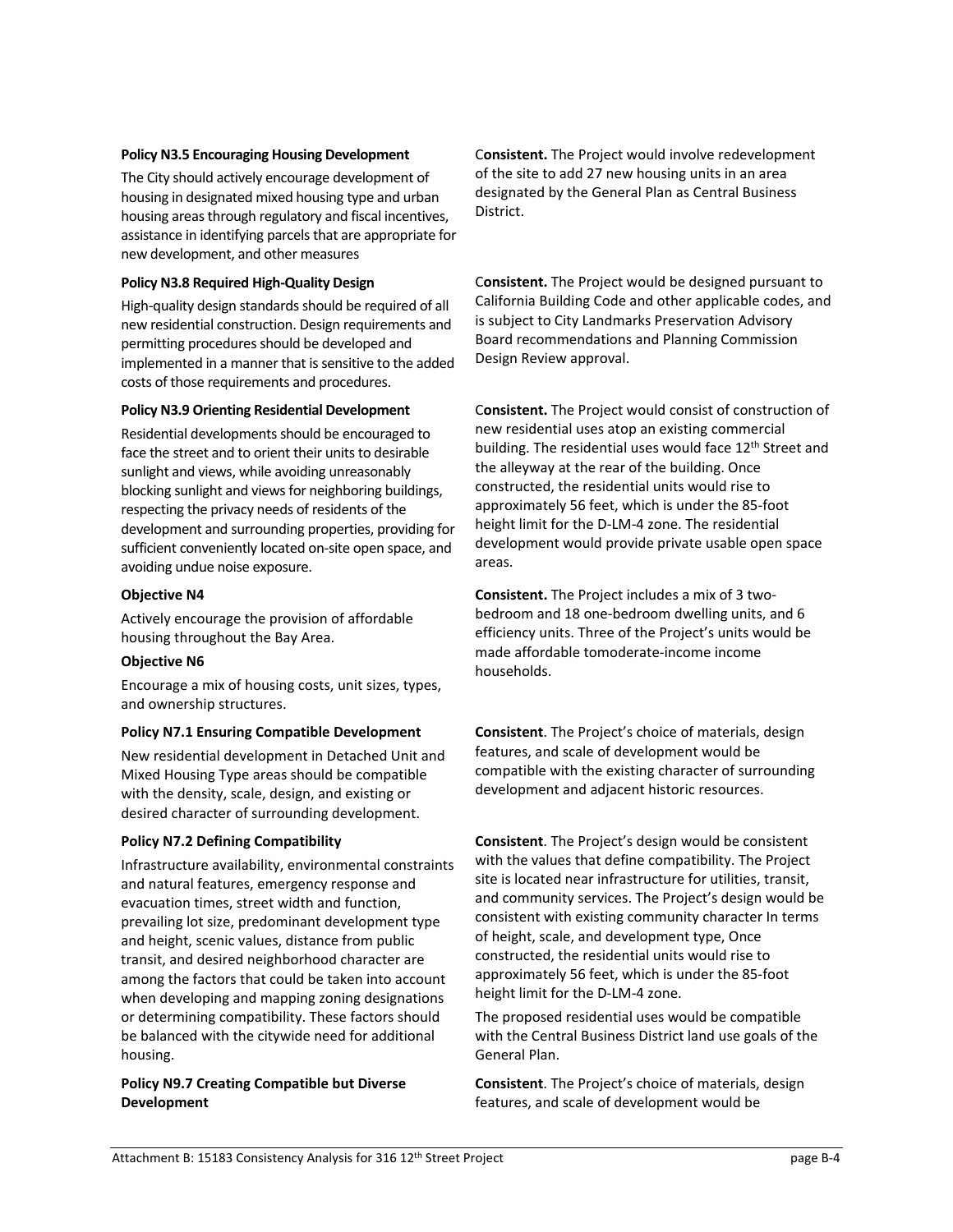| | |
|---|---|
| **Policy N3.5 Encouraging Housing Development**<br>The City should actively encourage development of housing in designated mixed housing type and urban housing areas through regulatory and fiscal incentives, assistance in identifying parcels that are appropriate for new development, and other measures | C**onsistent.** The Project would involve redevelopment of the site to add 27 new housing units in an area designated by the General Plan as Central Business District. |
| **Policy N3.8 Required High-Quality Design**<br>High-quality design standards should be required of all new residential construction. Design requirements and permitting procedures should be developed and implemented in a manner that is sensitive to the added costs of those requirements and procedures. | C**onsistent.** The Project would be designed pursuant to California Building Code and other applicable codes, and is subject to City Landmarks Preservation Advisory Board recommendations and Planning Commission Design Review approval. |
| **Policy N3.9 Orienting Residential Development**<br>Residential developments should be encouraged to face the street and to orient their units to desirable sunlight and views, while avoiding unreasonably blocking sunlight and views for neighboring buildings, respecting the privacy needs of residents of the development and surrounding properties, providing for sufficient conveniently located on-site open space, and avoiding undue noise exposure. | C**onsistent.** The Project would consist of construction of new residential uses atop an existing commercial building. The residential uses would face 12th Street and the alleyway at the rear of the building. Once constructed, the residential units would rise to approximately 56 feet, which is under the 85-foot height limit for the D-LM-4 zone. The residential development would provide private usable open space areas. |
| **Objective N4**<br>Actively encourage the provision of affordable housing throughout the Bay Area.<br>**Objective N6**<br>Encourage a mix of housing costs, unit sizes, types, and ownership structures. | **Consistent.** The Project includes a mix of 3 two-bedroom and 18 one-bedroom dwelling units, and 6 efficiency units. Three of the Project's units would be made affordable tomoderate-income income households. |
| **Policy N7.1 Ensuring Compatible Development**<br>New residential development in Detached Unit and Mixed Housing Type areas should be compatible with the density, scale, design, and existing or desired character of surrounding development. | **Consistent**. The Project's choice of materials, design features, and scale of development would be compatible with the existing character of surrounding development and adjacent historic resources. |
| **Policy N7.2 Defining Compatibility**<br>Infrastructure availability, environmental constraints and natural features, emergency response and evacuation times, street width and function, prevailing lot size, predominant development type and height, scenic values, distance from public transit, and desired neighborhood character are among the factors that could be taken into account when developing and mapping zoning designations or determining compatibility. These factors should be balanced with the citywide need for additional housing. | **Consistent**. The Project's design would be consistent with the values that define compatibility. The Project site is located near infrastructure for utilities, transit, and community services. The Project's design would be consistent with existing community character In terms of height, scale, and development type, Once constructed, the residential units would rise to approximately 56 feet, which is under the 85-foot height limit for the D-LM-4 zone.<br>The proposed residential uses would be compatible with the Central Business District land use goals of the General Plan. |
| **Policy N9.7 Creating Compatible but Diverse Development** | **Consistent**. The Project's choice of materials, design features, and scale of development would be |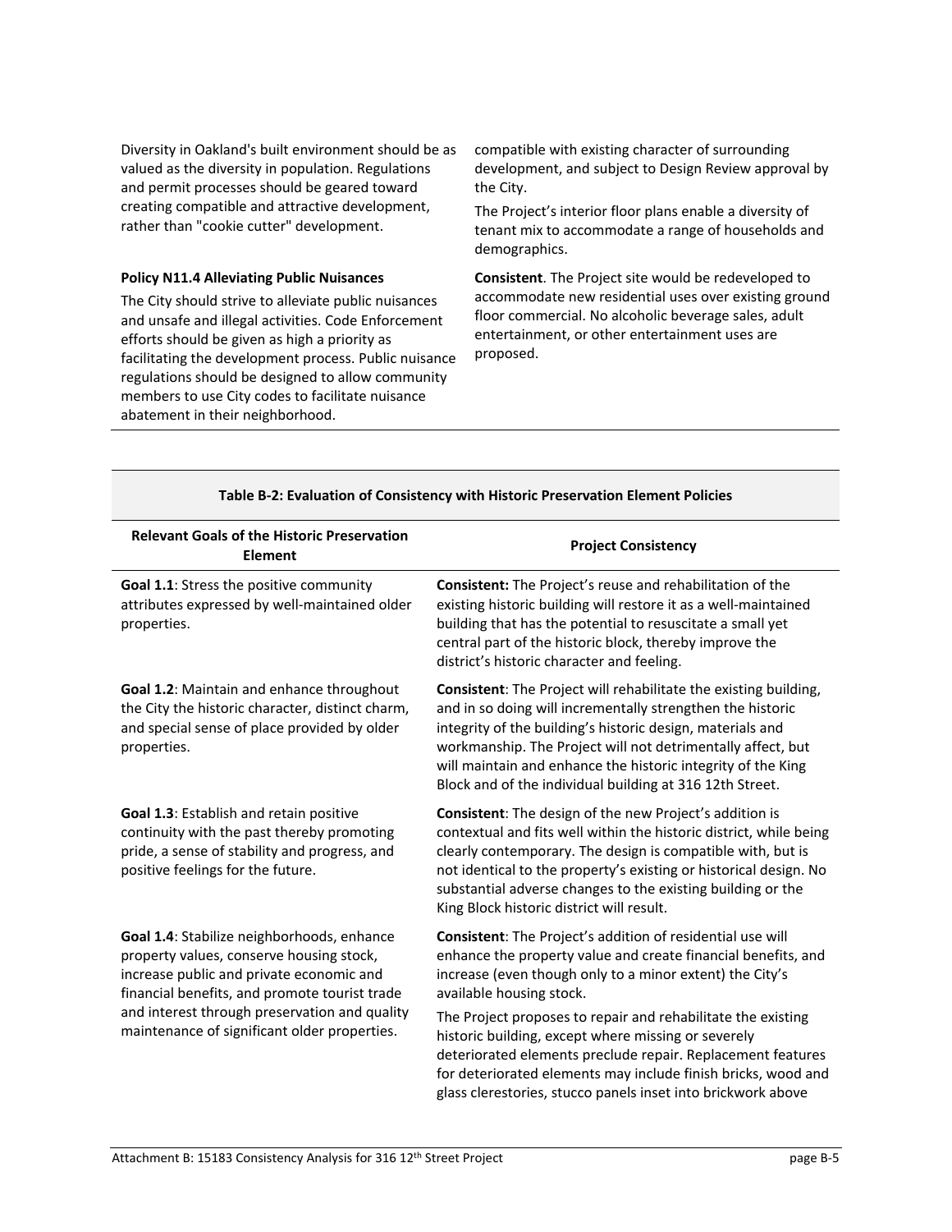| | |
|---|---|
| Diversity in Oakland's built environment should be as valued as the diversity in population. Regulations and permit processes should be geared toward creating compatible and attractive development, rather than "cookie cutter" development. | compatible with existing character of surrounding development, and subject to Design Review approval by the City.<br><br>The Project's interior floor plans enable a diversity of tenant mix to accommodate a range of households and demographics. |
| **Policy N11.4 Alleviating Public Nuisances**<br><br>The City should strive to alleviate public nuisances and unsafe and illegal activities. Code Enforcement efforts should be given as high a priority as facilitating the development process. Public nuisance regulations should be designed to allow community members to use City codes to facilitate nuisance abatement in their neighborhood. | **Consistent**. The Project site would be redeveloped to accommodate new residential uses over existing ground floor commercial. No alcoholic beverage sales, adult entertainment, or other entertainment uses are proposed. |

**Table B-2: Evaluation of Consistency with Historic Preservation Element Policies**

| Relevant Goals of the Historic Preservation Element | Project Consistency |
|---|---|
| **Goal 1.1**: Stress the positive community attributes expressed by well-maintained older properties. | **Consistent:** The Project's reuse and rehabilitation of the existing historic building will restore it as a well-maintained building that has the potential to resuscitate a small yet central part of the historic block, thereby improve the district's historic character and feeling. |
| **Goal 1.2**: Maintain and enhance throughout the City the historic character, distinct charm, and special sense of place provided by older properties. | **Consistent**: The Project will rehabilitate the existing building, and in so doing will incrementally strengthen the historic integrity of the building's historic design, materials and workmanship. The Project will not detrimentally affect, but will maintain and enhance the historic integrity of the King Block and of the individual building at 316 12th Street. |
| **Goal 1.3**: Establish and retain positive continuity with the past thereby promoting pride, a sense of stability and progress, and positive feelings for the future. | **Consistent**: The design of the new Project's addition is contextual and fits well within the historic district, while being clearly contemporary. The design is compatible with, but is not identical to the property's existing or historical design. No substantial adverse changes to the existing building or the King Block historic district will result. |
| **Goal 1.4**: Stabilize neighborhoods, enhance property values, conserve housing stock, increase public and private economic and financial benefits, and promote tourist trade and interest through preservation and quality maintenance of significant older properties. | **Consistent**: The Project's addition of residential use will enhance the property value and create financial benefits, and increase (even though only to a minor extent) the City's available housing stock.<br><br>The Project proposes to repair and rehabilitate the existing historic building, except where missing or severely deteriorated elements preclude repair. Replacement features for deteriorated elements may include finish bricks, wood and glass clerestories, stucco panels inset into brickwork above |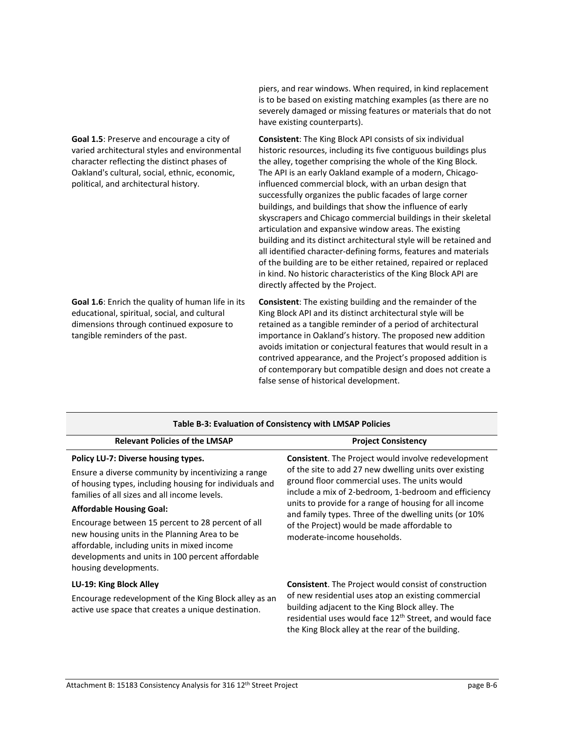| | |
|---|---|
| | piers, and rear windows. When required, in kind replacement is to be based on existing matching examples (as there are no severely damaged or missing features or materials that do not have existing counterparts). |
| **Goal 1.5**: Preserve and encourage a city of varied architectural styles and environmental character reflecting the distinct phases of Oakland's cultural, social, ethnic, economic, political, and architectural history. | **Consistent**: The King Block API consists of six individual historic resources, including its five contiguous buildings plus the alley, together comprising the whole of the King Block. The API is an early Oakland example of a modern, Chicago-influenced commercial block, with an urban design that successfully organizes the public facades of large corner buildings, and buildings that show the influence of early skyscrapers and Chicago commercial buildings in their skeletal articulation and expansive window areas. The existing building and its distinct architectural style will be retained and all identified character-defining forms, features and materials of the building are to be either retained, repaired or replaced in kind. No historic characteristics of the King Block API are directly affected by the Project. |
| **Goal 1.6**: Enrich the quality of human life in its educational, spiritual, social, and cultural dimensions through continued exposure to tangible reminders of the past. | **Consistent**: The existing building and the remainder of the King Block API and its distinct architectural style will be retained as a tangible reminder of a period of architectural importance in Oakland's history. The proposed new addition avoids imitation or conjectural features that would result in a contrived appearance, and the Project's proposed addition is of contemporary but compatible design and does not create a false sense of historical development. |

**Table B-3: Evaluation of Consistency with LMSAP Policies**

| Relevant Policies of the LMSAP | Project Consistency |
|---|---|
| **Policy LU-7: Diverse housing types.**<br>Ensure a diverse community by incentivizing a range of housing types, including housing for individuals and families of all sizes and all income levels.<br>**Affordable Housing Goal:**<br>Encourage between 15 percent to 28 percent of all new housing units in the Planning Area to be affordable, including units in mixed income developments and units in 100 percent affordable housing developments. | **Consistent**. The Project would involve redevelopment of the site to add 27 new dwelling units over existing ground floor commercial uses. The units would include a mix of 2-bedroom, 1-bedroom and efficiency units to provide for a range of housing for all income and family types. Three of the dwelling units (or 10% of the Project) would be made affordable to moderate-income households. |
| **LU-19: King Block Alley**<br>Encourage redevelopment of the King Block alley as an active use space that creates a unique destination. | **Consistent**. The Project would consist of construction of new residential uses atop an existing commercial building adjacent to the King Block alley. The residential uses would face 12th Street, and would face the King Block alley at the rear of the building. |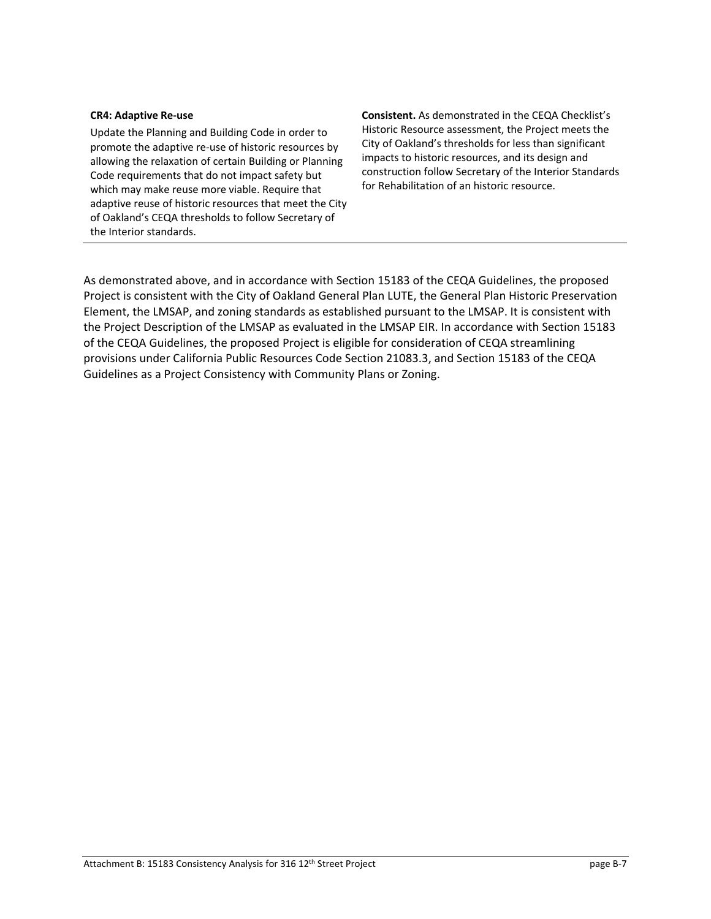| | |
|---|---|
| **CR4: Adaptive Re-use**<br>Update the Planning and Building Code in order to promote the adaptive re-use of historic resources by allowing the relaxation of certain Building or Planning Code requirements that do not impact safety but which may make reuse more viable. Require that adaptive reuse of historic resources that meet the City of Oakland's CEQA thresholds to follow Secretary of the Interior standards. | **Consistent.** As demonstrated in the CEQA Checklist's Historic Resource assessment, the Project meets the City of Oakland's thresholds for less than significant impacts to historic resources, and its design and construction follow Secretary of the Interior Standards for Rehabilitation of an historic resource. |

As demonstrated above, and in accordance with Section 15183 of the CEQA Guidelines, the proposed Project is consistent with the City of Oakland General Plan LUTE, the General Plan Historic Preservation Element, the LMSAP, and zoning standards as established pursuant to the LMSAP. It is consistent with the Project Description of the LMSAP as evaluated in the LMSAP EIR. In accordance with Section 15183 of the CEQA Guidelines, the proposed Project is eligible for consideration of CEQA streamlining provisions under California Public Resources Code Section 21083.3, and Section 15183 of the CEQA Guidelines as a Project Consistency with Community Plans or Zoning.